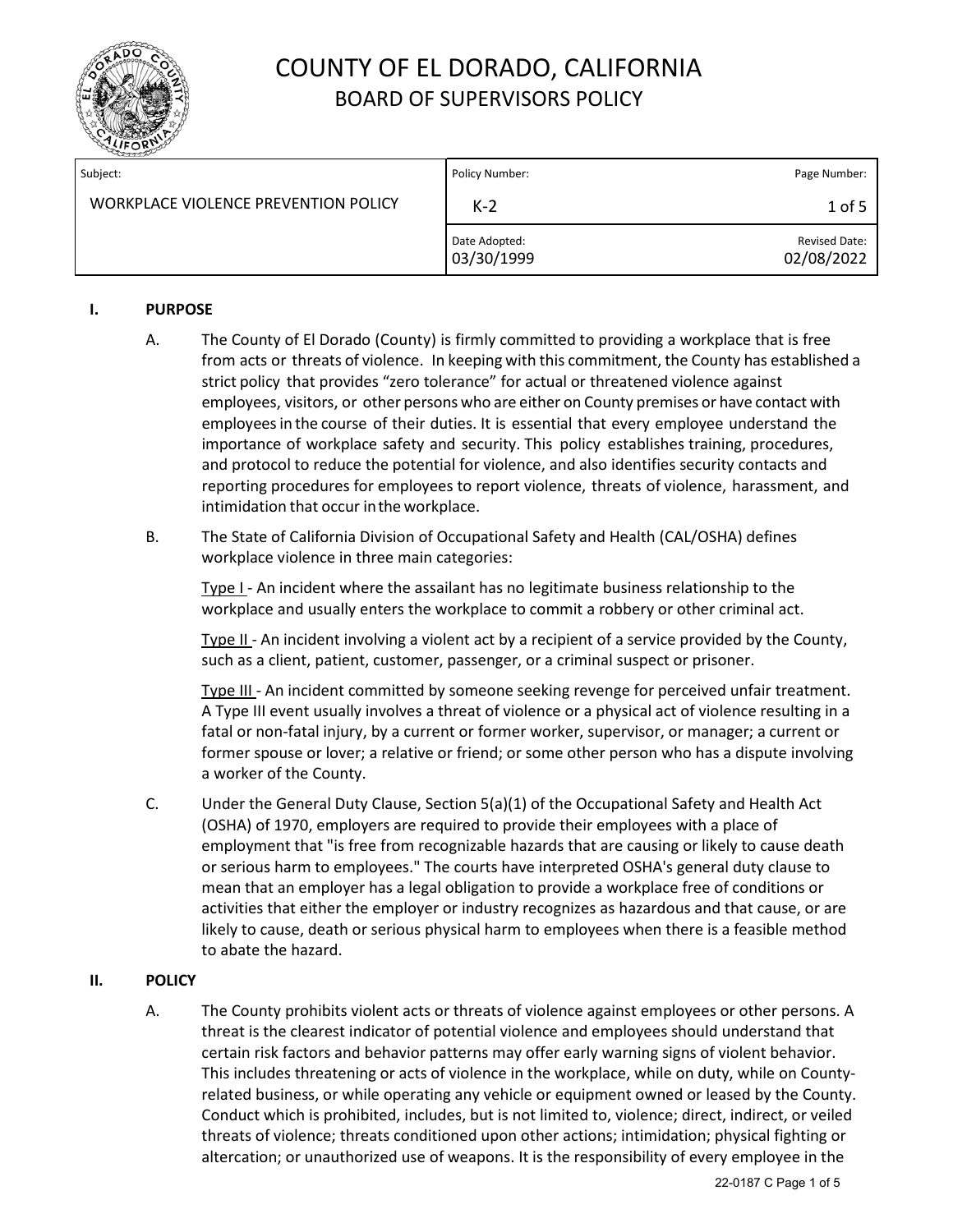# COUNTY OF EL DORADO, CALIFORNIA

## BOARD OF SUPERVISORS POLICY

| Subject: | Policy Number: | Page Number: |
|---|---|---|
| WORKPLACE VIOLENCE PREVENTION POLICY | K-2 | 1 of 5 |
| | Date Adopted: 03/30/1999 | Revised Date: 02/08/2022 |

### I. PURPOSE

A. The County of El Dorado (County) is firmly committed to providing a workplace that is free from acts or threats of violence. In keeping with this commitment, the County has established a strict policy that provides "zero tolerance" for actual or threatened violence against employees, visitors, or other persons who are either on County premises or have contact with employees in the course of their duties. It is essential that every employee understand the importance of workplace safety and security. This policy establishes training, procedures, and protocol to reduce the potential for violence, and also identifies security contacts and reporting procedures for employees to report violence, threats of violence, harassment, and intimidation that occur in the workplace.

B. The State of California Division of Occupational Safety and Health (CAL/OSHA) defines workplace violence in three main categories:

<u>Type I</u> - An incident where the assailant has no legitimate business relationship to the workplace and usually enters the workplace to commit a robbery or other criminal act.

<u>Type II</u> - An incident involving a violent act by a recipient of a service provided by the County, such as a client, patient, customer, passenger, or a criminal suspect or prisoner.

<u>Type III</u> - An incident committed by someone seeking revenge for perceived unfair treatment. A Type III event usually involves a threat of violence or a physical act of violence resulting in a fatal or non-fatal injury, by a current or former worker, supervisor, or manager; a current or former spouse or lover; a relative or friend; or some other person who has a dispute involving a worker of the County.

C. Under the General Duty Clause, Section 5(a)(1) of the Occupational Safety and Health Act (OSHA) of 1970, employers are required to provide their employees with a place of employment that "is free from recognizable hazards that are causing or likely to cause death or serious harm to employees." The courts have interpreted OSHA's general duty clause to mean that an employer has a legal obligation to provide a workplace free of conditions or activities that either the employer or industry recognizes as hazardous and that cause, or are likely to cause, death or serious physical harm to employees when there is a feasible method to abate the hazard.

### II. POLICY

A. The County prohibits violent acts or threats of violence against employees or other persons. A threat is the clearest indicator of potential violence and employees should understand that certain risk factors and behavior patterns may offer early warning signs of violent behavior. This includes threatening or acts of violence in the workplace, while on duty, while on County-related business, or while operating any vehicle or equipment owned or leased by the County. Conduct which is prohibited, includes, but is not limited to, violence; direct, indirect, or veiled threats of violence; threats conditioned upon other actions; intimidation; physical fighting or altercation; or unauthorized use of weapons. It is the responsibility of every employee in the

22-0187 C Page 1 of 5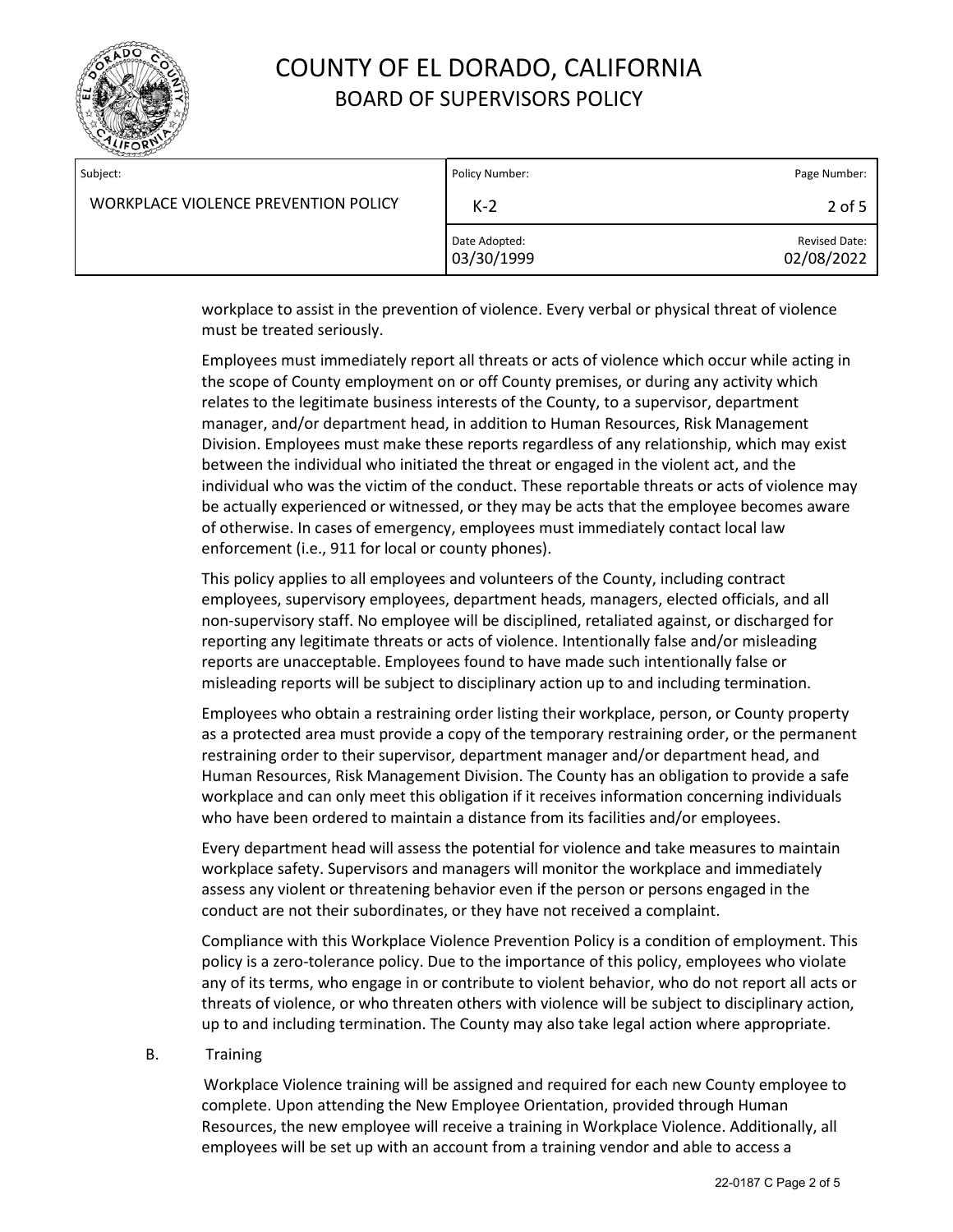workplace to assist in the prevention of violence. Every verbal or physical threat of violence must be treated seriously.

Employees must immediately report all threats or acts of violence which occur while acting in the scope of County employment on or off County premises, or during any activity which relates to the legitimate business interests of the County, to a supervisor, department manager, and/or department head, in addition to Human Resources, Risk Management Division. Employees must make these reports regardless of any relationship, which may exist between the individual who initiated the threat or engaged in the violent act, and the individual who was the victim of the conduct. These reportable threats or acts of violence may be actually experienced or witnessed, or they may be acts that the employee becomes aware of otherwise. In cases of emergency, employees must immediately contact local law enforcement (i.e., 911 for local or county phones).

This policy applies to all employees and volunteers of the County, including contract employees, supervisory employees, department heads, managers, elected officials, and all non-supervisory staff. No employee will be disciplined, retaliated against, or discharged for reporting any legitimate threats or acts of violence. Intentionally false and/or misleading reports are unacceptable. Employees found to have made such intentionally false or misleading reports will be subject to disciplinary action up to and including termination.

Employees who obtain a restraining order listing their workplace, person, or County property as a protected area must provide a copy of the temporary restraining order, or the permanent restraining order to their supervisor, department manager and/or department head, and Human Resources, Risk Management Division. The County has an obligation to provide a safe workplace and can only meet this obligation if it receives information concerning individuals who have been ordered to maintain a distance from its facilities and/or employees.

Every department head will assess the potential for violence and take measures to maintain workplace safety. Supervisors and managers will monitor the workplace and immediately assess any violent or threatening behavior even if the person or persons engaged in the conduct are not their subordinates, or they have not received a complaint.

Compliance with this Workplace Violence Prevention Policy is a condition of employment. This policy is a zero-tolerance policy. Due to the importance of this policy, employees who violate any of its terms, who engage in or contribute to violent behavior, who do not report all acts or threats of violence, or who threaten others with violence will be subject to disciplinary action, up to and including termination. The County may also take legal action where appropriate.

B. Training

Workplace Violence training will be assigned and required for each new County employee to complete. Upon attending the New Employee Orientation, provided through Human Resources, the new employee will receive a training in Workplace Violence. Additionally, all employees will be set up with an account from a training vendor and able to access a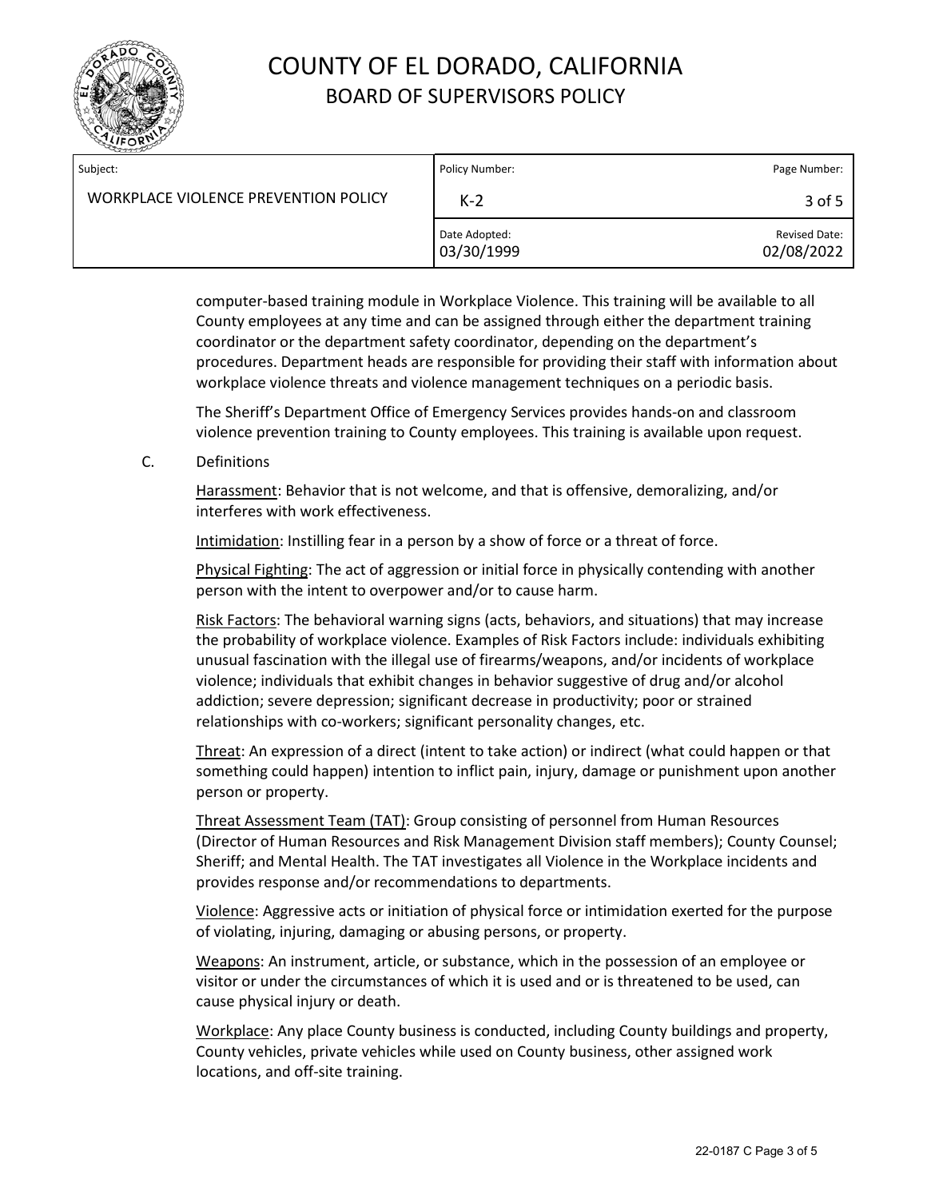computer-based training module in Workplace Violence. This training will be available to all County employees at any time and can be assigned through either the department training coordinator or the department safety coordinator, depending on the department's procedures. Department heads are responsible for providing their staff with information about workplace violence threats and violence management techniques on a periodic basis.

The Sheriff's Department Office of Emergency Services provides hands-on and classroom violence prevention training to County employees. This training is available upon request.

C. Definitions

Harassment: Behavior that is not welcome, and that is offensive, demoralizing, and/or interferes with work effectiveness.

Intimidation: Instilling fear in a person by a show of force or a threat of force.

Physical Fighting: The act of aggression or initial force in physically contending with another person with the intent to overpower and/or to cause harm.

Risk Factors: The behavioral warning signs (acts, behaviors, and situations) that may increase the probability of workplace violence. Examples of Risk Factors include: individuals exhibiting unusual fascination with the illegal use of firearms/weapons, and/or incidents of workplace violence; individuals that exhibit changes in behavior suggestive of drug and/or alcohol addiction; severe depression; significant decrease in productivity; poor or strained relationships with co-workers; significant personality changes, etc.

Threat: An expression of a direct (intent to take action) or indirect (what could happen or that something could happen) intention to inflict pain, injury, damage or punishment upon another person or property.

Threat Assessment Team (TAT): Group consisting of personnel from Human Resources (Director of Human Resources and Risk Management Division staff members); County Counsel; Sheriff; and Mental Health. The TAT investigates all Violence in the Workplace incidents and provides response and/or recommendations to departments.

Violence: Aggressive acts or initiation of physical force or intimidation exerted for the purpose of violating, injuring, damaging or abusing persons, or property.

Weapons: An instrument, article, or substance, which in the possession of an employee or visitor or under the circumstances of which it is used and or is threatened to be used, can cause physical injury or death.

Workplace: Any place County business is conducted, including County buildings and property, County vehicles, private vehicles while used on County business, other assigned work locations, and off-site training.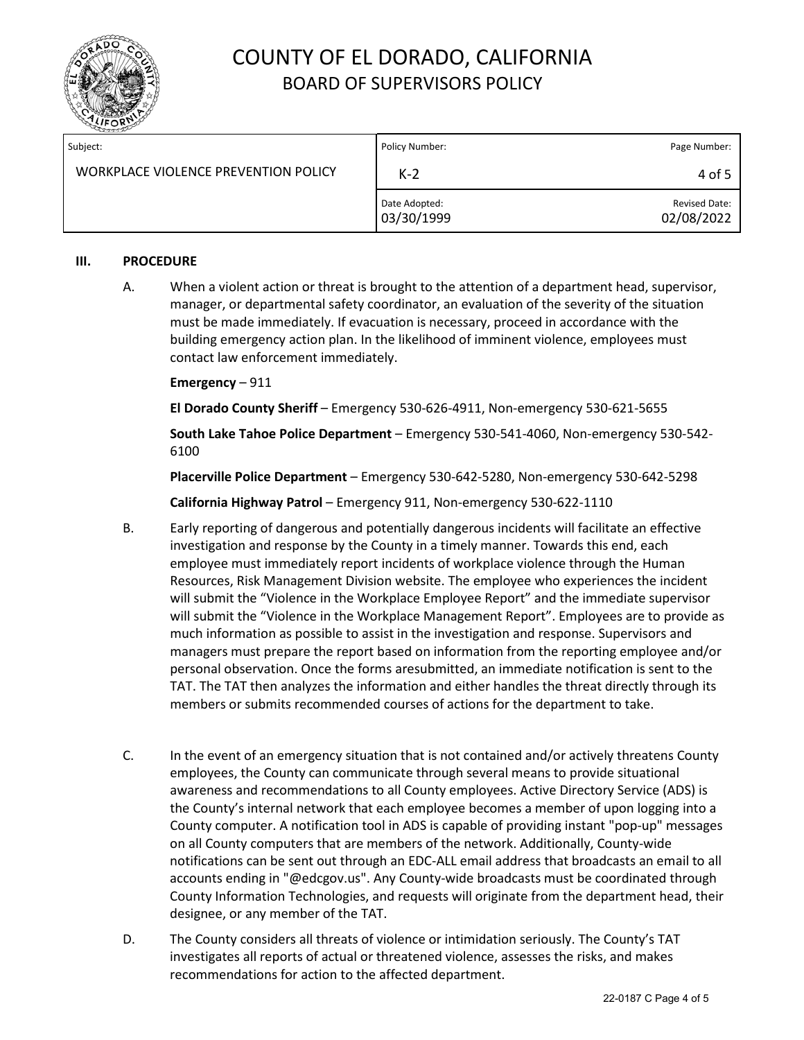# COUNTY OF EL DORADO, CALIFORNIA
## BOARD OF SUPERVISORS POLICY

| Subject: | Policy Number: | Page Number: |
|---|---|---|
| WORKPLACE VIOLENCE PREVENTION POLICY | K-2 | 4 of 5 |
| | Date Adopted: 03/30/1999 | Revised Date: 02/08/2022 |

### III. PROCEDURE

A. When a violent action or threat is brought to the attention of a department head, supervisor, manager, or departmental safety coordinator, an evaluation of the severity of the situation must be made immediately. If evacuation is necessary, proceed in accordance with the building emergency action plan. In the likelihood of imminent violence, employees must contact law enforcement immediately.

**Emergency** – 911

**El Dorado County Sheriff** – Emergency 530-626-4911, Non-emergency 530-621-5655

**South Lake Tahoe Police Department** – Emergency 530-541-4060, Non-emergency 530-542-6100

**Placerville Police Department** – Emergency 530-642-5280, Non-emergency 530-642-5298

**California Highway Patrol** – Emergency 911, Non-emergency 530-622-1110

B. Early reporting of dangerous and potentially dangerous incidents will facilitate an effective investigation and response by the County in a timely manner. Towards this end, each employee must immediately report incidents of workplace violence through the Human Resources, Risk Management Division website. The employee who experiences the incident will submit the "Violence in the Workplace Employee Report" and the immediate supervisor will submit the "Violence in the Workplace Management Report". Employees are to provide as much information as possible to assist in the investigation and response. Supervisors and managers must prepare the report based on information from the reporting employee and/or personal observation. Once the forms aresubmitted, an immediate notification is sent to the TAT. The TAT then analyzes the information and either handles the threat directly through its members or submits recommended courses of actions for the department to take.

C. In the event of an emergency situation that is not contained and/or actively threatens County employees, the County can communicate through several means to provide situational awareness and recommendations to all County employees. Active Directory Service (ADS) is the County's internal network that each employee becomes a member of upon logging into a County computer. A notification tool in ADS is capable of providing instant "pop-up" messages on all County computers that are members of the network. Additionally, County-wide notifications can be sent out through an EDC-ALL email address that broadcasts an email to all accounts ending in "@edcgov.us". Any County-wide broadcasts must be coordinated through County Information Technologies, and requests will originate from the department head, their designee, or any member of the TAT.

D. The County considers all threats of violence or intimidation seriously. The County's TAT investigates all reports of actual or threatened violence, assesses the risks, and makes recommendations for action to the affected department.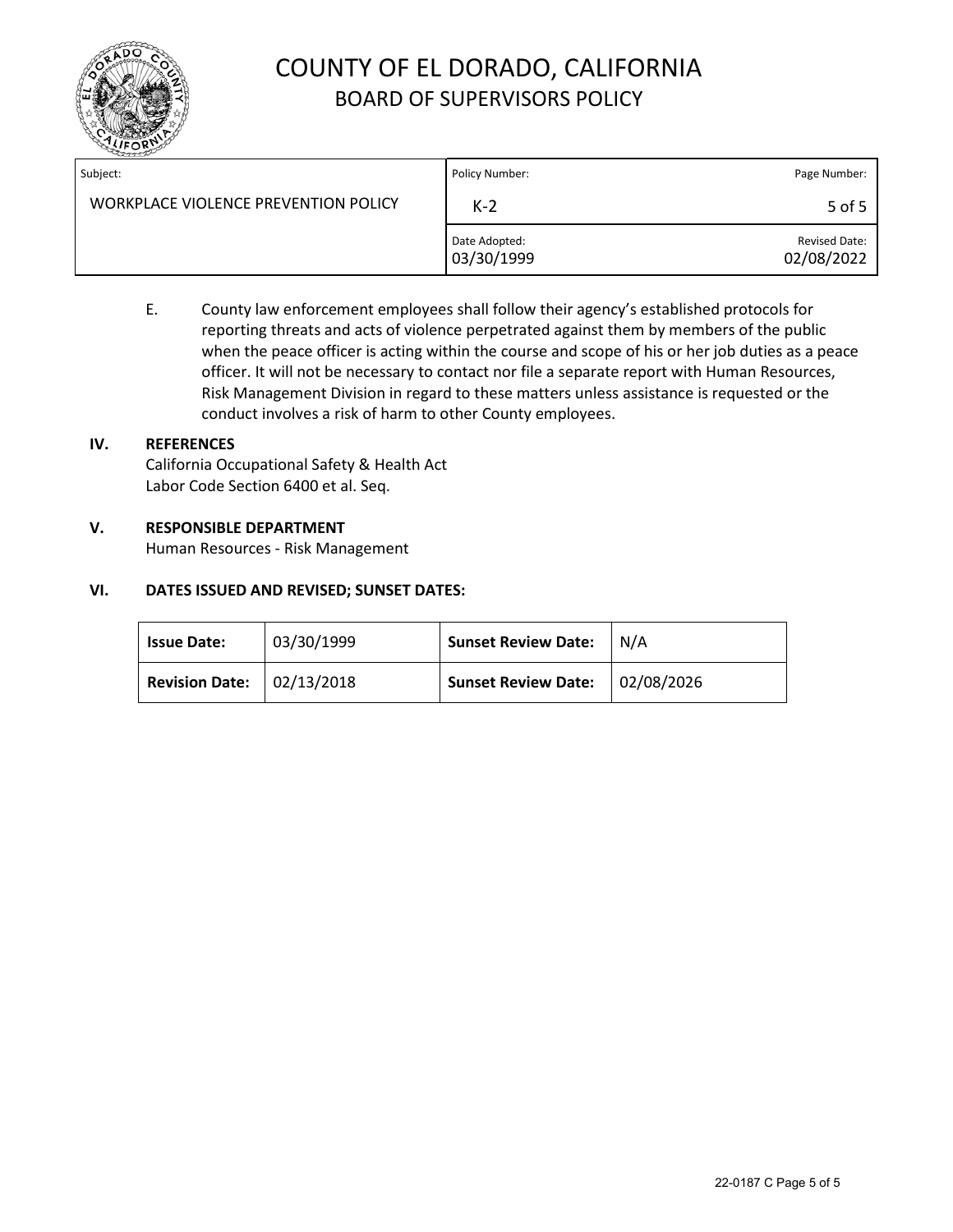E. County law enforcement employees shall follow their agency's established protocols for reporting threats and acts of violence perpetrated against them by members of the public when the peace officer is acting within the course and scope of his or her job duties as a peace officer. It will not be necessary to contact nor file a separate report with Human Resources, Risk Management Division in regard to these matters unless assistance is requested or the conduct involves a risk of harm to other County employees.

## IV. REFERENCES

California Occupational Safety & Health Act
Labor Code Section 6400 et al. Seq.

## V. RESPONSIBLE DEPARTMENT

Human Resources - Risk Management

## VI. DATES ISSUED AND REVISED; SUNSET DATES:

| | | | |
|---|---|---|---|
| **Issue Date:** | 03/30/1999 | **Sunset Review Date:** | N/A |
| **Revision Date:** | 02/13/2018 | **Sunset Review Date:** | 02/08/2026 |